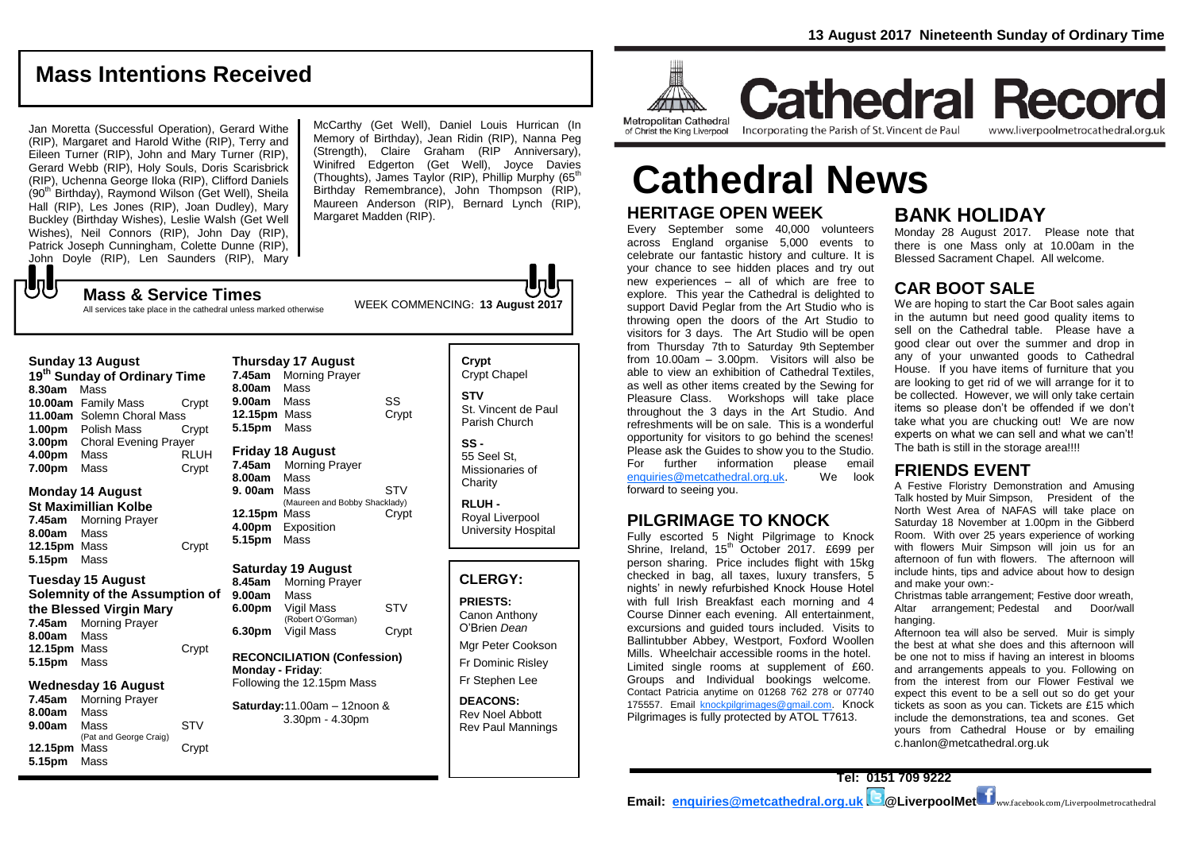# Mass Intentions Received

Jan Moretta (Successful Operation), Gerard Withe (RIP), Margaret and Harold Withe (RIP), Terry and Eileen Turner (RIP), John and Mary Turner (RIP), Gerard Webb (RIP), Holy Souls, Doris Scarisbrick (RIP), Uchenna George Iloka (RIP), Clifford Daniels (90th Birthday), Raymond Wilson (Get Well), Sheila Hall (RIP), Les Jones (RIP), Joan Dudley), Mary Buckley (Birthday Wishes), Leslie Walsh (Get Well Wishes), Neil Connors (RIP), John Day (RIP), Patrick Joseph Cunningham, Colette Dunne (RIP), John Doyle (RIP), Len Saunders (RIP), Mary McCarthy (Get Well), Daniel Louis Hurrican (In Memory of Birthday), Jean Ridin (RIP), Nanna Peg (Strength), Claire Graham (RIP Anniversary), Winifred Edgerton (Get Well), Joyce Davies (Thoughts), James Taylor (RIP), Phillip Murphy (65th Birthday Remembrance), John Thompson (RIP), Maureen Anderson (RIP), Bernard Lynch (RIP), Margaret Madden (RIP).

## Mass & Service Times

All services take place in the cathedral unless marked otherwise

WEEK COMMENCING: **13 August 2017**

### Sunday 13 August
**19th Sunday of Ordinary Time**

| | | |
|---|---|---|
| **8.30am** | Mass | |
| **10.00am** | Family Mass | Crypt |
| **11.00am** | Solemn Choral Mass | |
| **1.00pm** | Polish Mass | Crypt |
| **3.00pm** | Choral Evening Prayer | |
| **4.00pm** | Mass | RLUH |
| **7.00pm** | Mass | Crypt |

### Monday 14 August
**St Maximillian Kolbe**

| | | |
|---|---|---|
| **7.45am** | Morning Prayer | |
| **8.00am** | Mass | |
| **12.15pm** | Mass | Crypt |
| **5.15pm** | Mass | |

### Tuesday 15 August
**Solemnity of the Assumption of the Blessed Virgin Mary**

| | | |
|---|---|---|
| **7.45am** | Morning Prayer | |
| **8.00am** | Mass | |
| **12.15pm** | Mass | Crypt |
| **5.15pm** | Mass | |

### Wednesday 16 August

| | | |
|---|---|---|
| **7.45am** | Morning Prayer | |
| **8.00am** | Mass | |
| **9.00am** | Mass (Pat and George Craig) | STV |
| **12.15pm** | Mass | Crypt |
| **5.15pm** | Mass | |

### Thursday 17 August

| | | |
|---|---|---|
| **7.45am** | Morning Prayer | |
| **8.00am** | Mass | |
| **9.00am** | Mass | SS |
| **12.15pm** | Mass | Crypt |
| **5.15pm** | Mass | |

### Friday 18 August

| | | |
|---|---|---|
| **7.45am** | Morning Prayer | |
| **8.00am** | Mass | |
| **9. 00am** | Mass (Maureen and Bobby Shacklady) | STV |
| **12.15pm** | Mass | Crypt |
| **4.00pm** | Exposition | |
| **5.15pm** | Mass | |

### Saturday 19 August

| | | |
|---|---|---|
| **8.45am** | Morning Prayer | |
| **9.00am** | Mass | |
| **6.00pm** | Vigil Mass (Robert O'Gorman) | STV |
| **6.30pm** | Vigil Mass | Crypt |

**RECONCILIATION (Confession)**
**Monday - Friday**:
Following the 12.15pm Mass

**Saturday:**11.00am – 12noon & 3.30pm - 4.30pm

**Crypt**
Crypt Chapel

**STV**
St. Vincent de Paul Parish Church

**SS -**
55 Seel St, Missionaries of Charity

**RLUH -**
Royal Liverpool University Hospital

## CLERGY:

**PRIESTS:**
Canon Anthony O'Brien *Dean*
Mgr Peter Cookson
Fr Dominic Risley
Fr Stephen Lee

**DEACONS:**
Rev Noel Abbott
Rev Paul Mannings

13 August 2017 Nineteenth Sunday of Ordinary Time

Metropolitan Cathedral of Christ the King Liverpool

# Cathedral Record

Incorporating the Parish of St. Vincent de Paul — www.liverpoolmetrocathedral.org.uk

# Cathedral News

## HERITAGE OPEN WEEK

Every September some 40,000 volunteers across England organise 5,000 events to celebrate our fantastic history and culture. It is your chance to see hidden places and try out new experiences – all of which are free to explore. This year the Cathedral is delighted to support David Peglar from the Art Studio who is throwing open the doors of the Art Studio to visitors for 3 days. The Art Studio will be open from Thursday 7th to Saturday 9th September from 10.00am – 3.00pm. Visitors will also be able to view an exhibition of Cathedral Textiles, as well as other items created by the Sewing for Pleasure Class. Workshops will take place throughout the 3 days in the Art Studio. And refreshments will be on sale. This is a wonderful opportunity for visitors to go behind the scenes! Please ask the Guides to show you to the Studio. For further information please email enquiries@metcathedral.org.uk. We look forward to seeing you.

## PILGRIMAGE TO KNOCK

Fully escorted 5 Night Pilgrimage to Knock Shrine, Ireland, 15th October 2017. £699 per person sharing. Price includes flight with 15kg checked in bag, all taxes, luxury transfers, 5 nights' in newly refurbished Knock House Hotel with full Irish Breakfast each morning and 4 Course Dinner each evening. All entertainment, excursions and guided tours included. Visits to Ballintubber Abbey, Westport, Foxford Woollen Mills. Wheelchair accessible rooms in the hotel. Limited single rooms at supplement of £60. Groups and Individual bookings welcome. Contact Patricia anytime on 01268 762 278 or 07740 175557. Email knockpilgrimages@gmail.com. Knock Pilgrimages is fully protected by ATOL T7613.

## BANK HOLIDAY

Monday 28 August 2017. Please note that there is one Mass only at 10.00am in the Blessed Sacrament Chapel. All welcome.

## CAR BOOT SALE

We are hoping to start the Car Boot sales again in the autumn but need good quality items to sell on the Cathedral table. Please have a good clear out over the summer and drop in any of your unwanted goods to Cathedral House. If you have items of furniture that you are looking to get rid of we will arrange for it to be collected. However, we will only take certain items so please don't be offended if we don't take what you are chucking out! We are now experts on what we can sell and what we can't! The bath is still in the storage area!!!!

## FRIENDS EVENT

A Festive Floristry Demonstration and Amusing Talk hosted by Muir Simpson, President of the North West Area of NAFAS will take place on Saturday 18 November at 1.00pm in the Gibberd Room. With over 25 years experience of working with flowers Muir Simpson will join us for an afternoon of fun with flowers. The afternoon will include hints, tips and advice about how to design and make your own:-

Christmas table arrangement; Festive door wreath, Altar arrangement; Pedestal and Door/wall hanging.

Afternoon tea will also be served. Muir is simply the best at what she does and this afternoon will be one not to miss if having an interest in blooms and arrangements appeals to you. Following on from the interest from our Flower Festival we expect this event to be a sell out so do get your tickets as soon as you can. Tickets are £15 which include the demonstrations, tea and scones. Get yours from Cathedral House or by emailing c.hanlon@metcathedral.org.uk

**Tel: 0151 709 9222**

**Email: enquiries@metcathedral.org.uk @LiverpoolMet** ww.facebook.com/Liverpoolmetrocathedral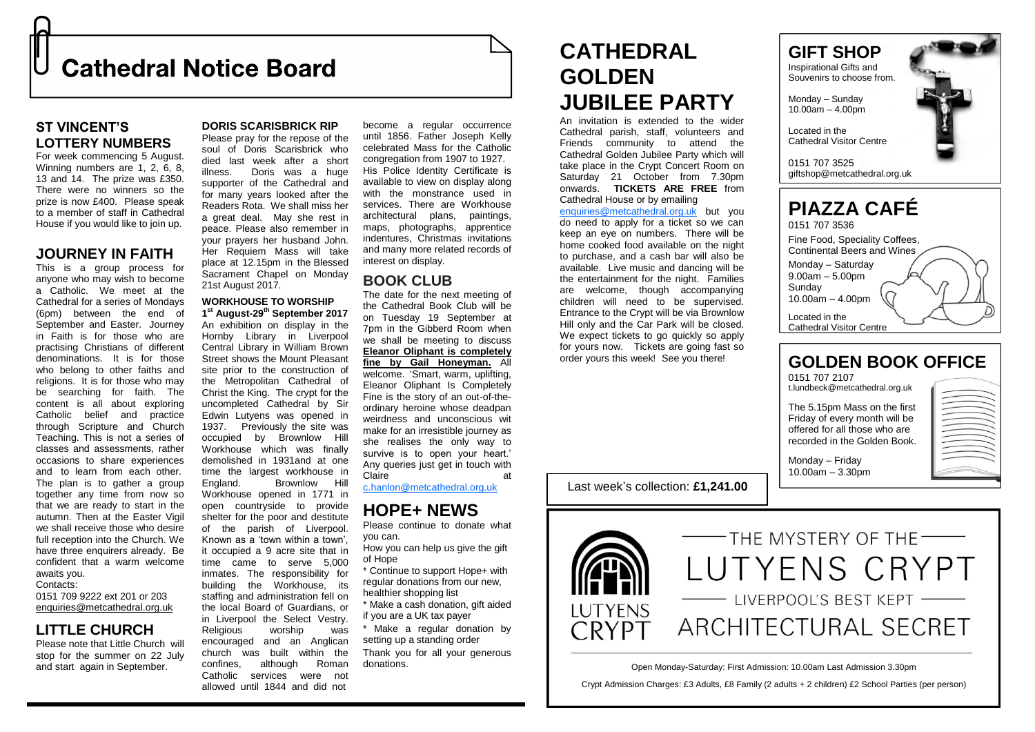# Cathedral Notice Board

## ST VINCENT'S LOTTERY NUMBERS

For week commencing 5 August. Winning numbers are 1, 2, 6, 8, 13 and 14. The prize was £350. There were no winners so the prize is now £400. Please speak to a member of staff in Cathedral House if you would like to join up.

## JOURNEY IN FAITH

This is a group process for anyone who may wish to become a Catholic. We meet at the Cathedral for a series of Mondays (6pm) between the end of September and Easter. Journey in Faith is for those who are practising Christians of different denominations. It is for those who belong to other faiths and religions. It is for those who may be searching for faith. The content is all about exploring Catholic belief and practice through Scripture and Church Teaching. This is not a series of classes and assessments, rather occasions to share experiences and to learn from each other. The plan is to gather a group together any time from now so that we are ready to start in the autumn. Then at the Easter Vigil we shall receive those who desire full reception into the Church. We have three enquirers already. Be confident that a warm welcome awaits you.

Contacts:
0151 709 9222 ext 201 or 203
enquiries@metcathedral.org.uk

## LITTLE CHURCH

Please note that Little Church will stop for the summer on 22 July and start again in September.

### DORIS SCARISBRICK RIP

Please pray for the repose of the soul of Doris Scarisbrick who died last week after a short illness. Doris was a huge supporter of the Cathedral and for many years looked after the Readers Rota. We shall miss her a great deal. May she rest in peace. Please also remember in your prayers her husband John. Her Requiem Mass will take place at 12.15pm in the Blessed Sacrament Chapel on Monday 21st August 2017.

### WORKHOUSE TO WORSHIP

**1st August-29th September 2017**

An exhibition on display in the Hornby Library in Liverpool Central Library in William Brown Street shows the Mount Pleasant site prior to the construction of the Metropolitan Cathedral of Christ the King. The crypt for the uncompleted Cathedral by Sir Edwin Lutyens was opened in 1937. Previously the site was occupied by Brownlow Hill Workhouse which was finally demolished in 1931and at one time the largest workhouse in England. Brownlow Hill Workhouse opened in 1771 in open countryside to provide shelter for the poor and destitute of the parish of Liverpool. Known as a 'town within a town', it occupied a 9 acre site that in time came to serve 5,000 inmates. The responsibility for building the Workhouse, its staffing and administration fell on the local Board of Guardians, or in Liverpool the Select Vestry. Religious worship was encouraged and an Anglican church was built within the confines, although Roman Catholic services were not allowed until 1844 and did not become a regular occurrence until 1856. Father Joseph Kelly celebrated Mass for the Catholic congregation from 1907 to 1927. His Police Identity Certificate is available to view on display along with the monstrance used in services. There are Workhouse architectural plans, paintings, maps, photographs, apprentice indentures, Christmas invitations and many more related records of interest on display.

## BOOK CLUB

The date for the next meeting of the Cathedral Book Club will be on Tuesday 19 September at 7pm in the Gibberd Room when we shall be meeting to discuss **Eleanor Oliphant is completely fine by Gail Honeyman.** All welcome. 'Smart, warm, uplifting, Eleanor Oliphant Is Completely Fine is the story of an out-of-the-ordinary heroine whose deadpan weirdness and unconscious wit make for an irresistible journey as she realises the only way to survive is to open your heart.' Any queries just get in touch with Claire at c.hanlon@metcathedral.org.uk

## HOPE+ NEWS

Please continue to donate what you can.

How you can help us give the gift of Hope

* Continue to support Hope+ with regular donations from our new, healthier shopping list
* Make a cash donation, gift aided if you are a UK tax payer
* Make a regular donation by setting up a standing order

Thank you for all your generous donations.

# CATHEDRAL GOLDEN JUBILEE PARTY

An invitation is extended to the wider Cathedral parish, staff, volunteers and Friends community to attend the Cathedral Golden Jubilee Party which will take place in the Crypt Concert Room on Saturday 21 October from 7.30pm onwards. **TICKETS ARE FREE** from Cathedral House or by emailing enquiries@metcathedral.org.uk but you do need to apply for a ticket so we can keep an eye on numbers. There will be home cooked food available on the night to purchase, and a cash bar will also be available. Live music and dancing will be the entertainment for the night. Families are welcome, though accompanying children will need to be supervised. Entrance to the Crypt will be via Brownlow Hill only and the Car Park will be closed. We expect tickets to go quickly so apply for yours now. Tickets are going fast so order yours this week! See you there!

Last week's collection: **£1,241.00**

## GIFT SHOP

Inspirational Gifts and Souvenirs to choose from.

Monday – Sunday
10.00am – 4.00pm

Located in the Cathedral Visitor Centre

0151 707 3525
giftshop@metcathedral.org.uk

## PIAZZA CAFÉ

0151 707 3536

Fine Food, Speciality Coffees, Continental Beers and Wines

Monday – Saturday
9.00am – 5.00pm
Sunday
10.00am – 4.00pm

Located in the Cathedral Visitor Centre

## GOLDEN BOOK OFFICE

0151 707 2107
t.lundbeck@metcathedral.org.uk

The 5.15pm Mass on the first Friday of every month will be offered for all those who are recorded in the Golden Book.

Monday – Friday
10.00am – 3.30pm

LUTYENS CRYPT

THE MYSTERY OF THE LUTYENS CRYPT

LIVERPOOL'S BEST KEPT ARCHITECTURAL SECRET

Open Monday-Saturday: First Admission: 10.00am Last Admission 3.30pm

Crypt Admission Charges: £3 Adults, £8 Family (2 adults + 2 children) £2 School Parties (per person)